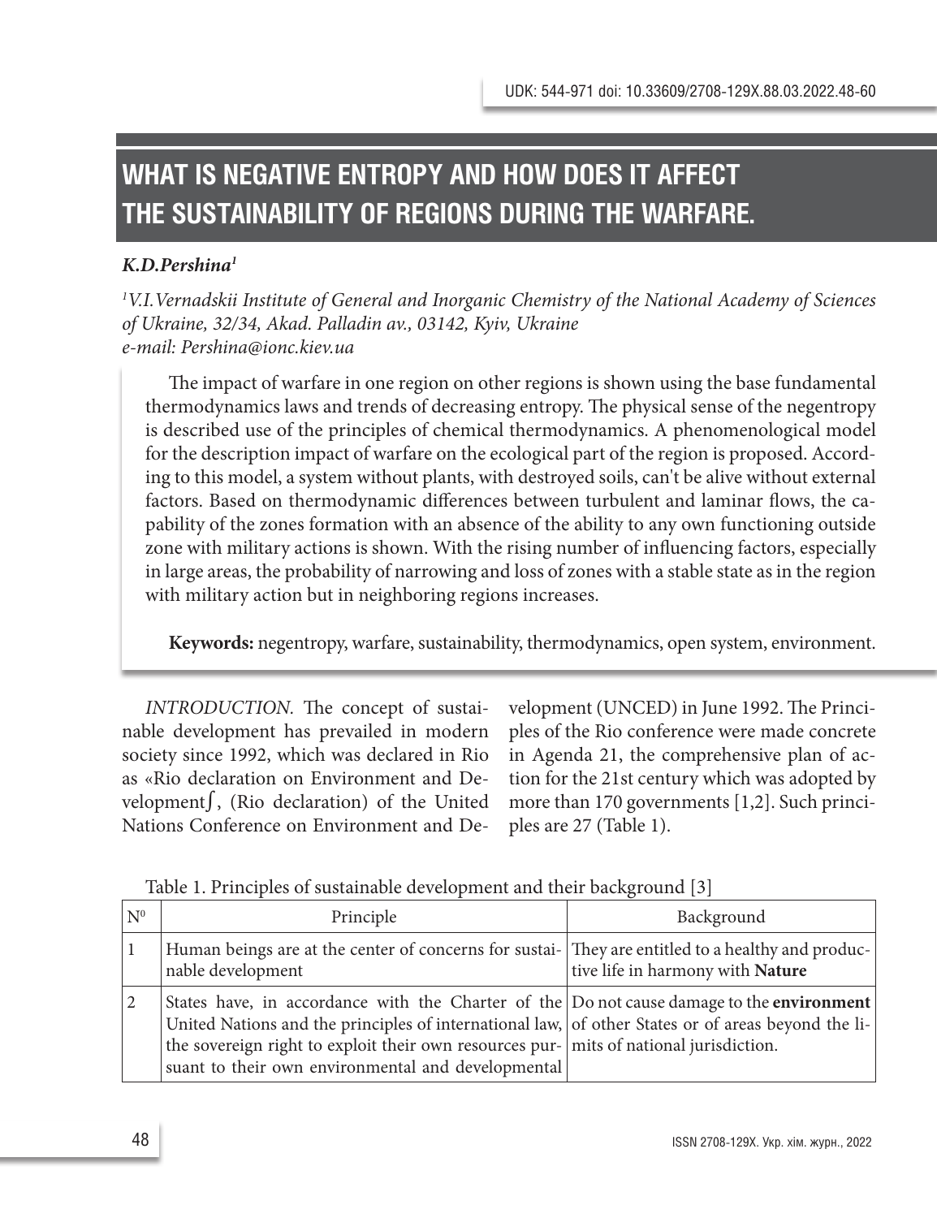UDK: 544-971 doi: 10.33609/2708-129X.88.03.2022.48-60

# WHAT IS NEGATIVE ENTROPY AND HOW DOES IT AFFECT THE SUSTAINABILITY OF REGIONS DURING THE WARFARE.

***K.D.Pershina*[1]**

*[1]V.I.Vernadskii Institute of General and Inorganic Chemistry of the National Academy of Sciences of Ukraine, 32/34, Akad. Palladin av., 03142, Kyiv, Ukraine*
*e-mail: Pershina@ionc.kiev.ua*

The impact of warfare in one region on other regions is shown using the base fundamental thermodynamics laws and trends of decreasing entropy. The physical sense of the negentropy is described use of the principles of chemical thermodynamics. A phenomenological model for the description impact of warfare on the ecological part of the region is proposed. According to this model, a system without plants, with destroyed soils, can't be alive without external factors. Based on thermodynamic differences between turbulent and laminar flows, the capability of the zones formation with an absence of the ability to any own functioning outside zone with military actions is shown. With the rising number of influencing factors, especially in large areas, the probability of narrowing and loss of zones with a stable state as in the region with military action but in neighboring regions increases.

**Keywords:** negentropy, warfare, sustainability, thermodynamics, open system, environment.

*INTRODUCTION.* The concept of sustainable development has prevailed in modern society since 1992, which was declared in Rio as «Rio declaration on Environment and Development∫, (Rio declaration) of the United Nations Conference on Environment and Development (UNCED) in June 1992. The Principles of the Rio conference were made concrete in Agenda 21, the comprehensive plan of action for the 21st century which was adopted by more than 170 governments [1,2]. Such principles are 27 (Table 1).

Table 1. Principles of sustainable development and their background [3]

| N⁰ | Principle | Background |
|---|---|---|
| 1 | Human beings are at the center of concerns for sustainable development | They are entitled to a healthy and productive life in harmony with **Nature** |
| 2 | States have, in accordance with the Charter of the United Nations and the principles of international law, the sovereign right to exploit their own resources pursuant to their own environmental and developmental | Do not cause damage to the **environment** of other States or of areas beyond the limits of national jurisdiction. |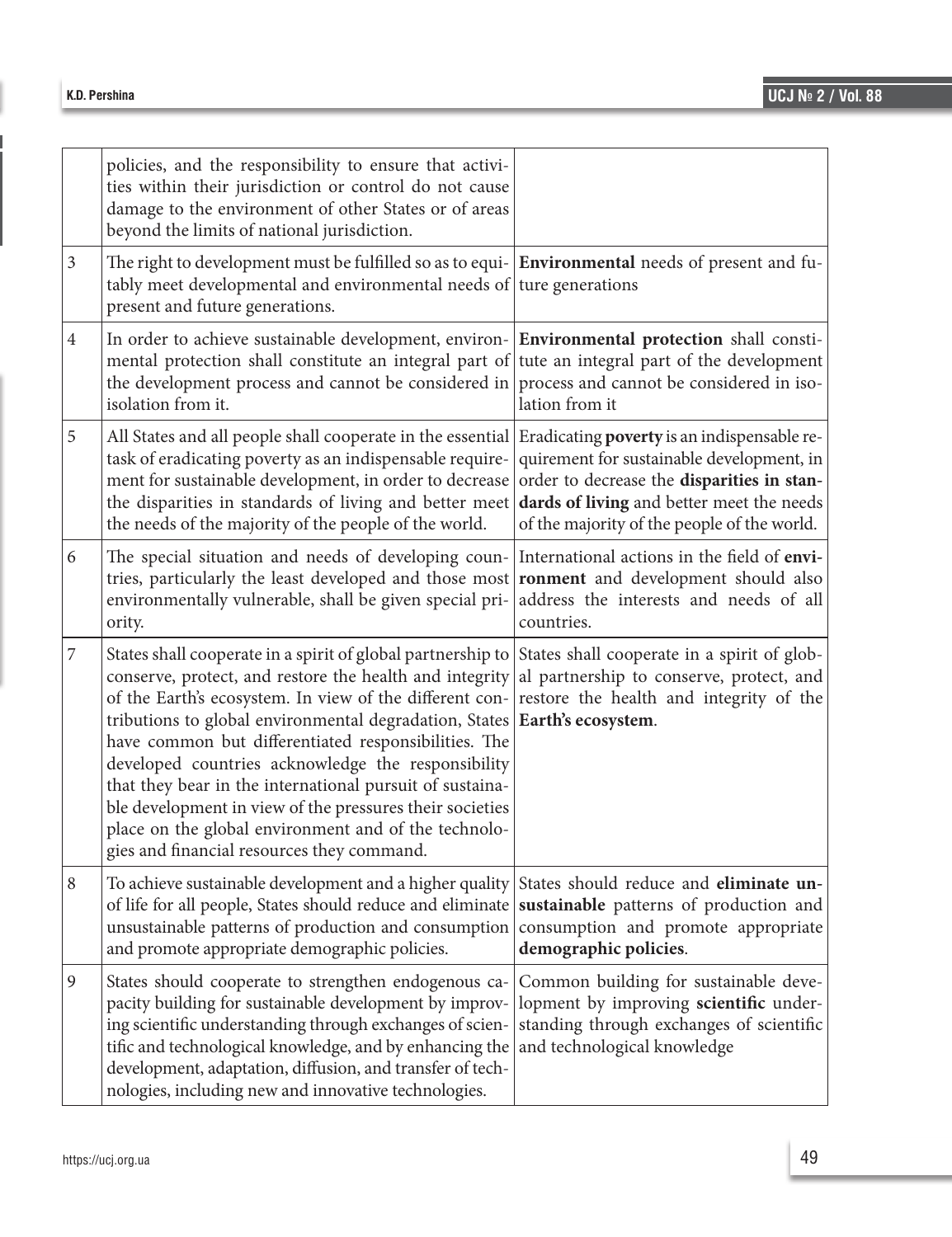| | | |
|---|---|---|
| | policies, and the responsibility to ensure that activities within their jurisdiction or control do not cause damage to the environment of other States or of areas beyond the limits of national jurisdiction. | |
| 3 | The right to development must be fulfilled so as to equitably meet developmental and environmental needs of present and future generations. | **Environmental** needs of present and future generations |
| 4 | In order to achieve sustainable development, environmental protection shall constitute an integral part of the development process and cannot be considered in isolation from it. | **Environmental protection** shall constitute an integral part of the development process and cannot be considered in isolation from it |
| 5 | All States and all people shall cooperate in the essential task of eradicating poverty as an indispensable requirement for sustainable development, in order to decrease the disparities in standards of living and better meet the needs of the majority of the people of the world. | Eradicating **poverty** is an indispensable requirement for sustainable development, in order to decrease the **disparities in standards of living** and better meet the needs of the majority of the people of the world. |
| 6 | The special situation and needs of developing countries, particularly the least developed and those most environmentally vulnerable, shall be given special priority. | International actions in the field of **environment** and development should also address the interests and needs of all countries. |
| 7 | States shall cooperate in a spirit of global partnership to conserve, protect, and restore the health and integrity of the Earth's ecosystem. In view of the different contributions to global environmental degradation, States have common but differentiated responsibilities. The developed countries acknowledge the responsibility that they bear in the international pursuit of sustainable development in view of the pressures their societies place on the global environment and of the technologies and financial resources they command. | States shall cooperate in a spirit of global partnership to conserve, protect, and restore the health and integrity of the **Earth's ecosystem**. |
| 8 | To achieve sustainable development and a higher quality of life for all people, States should reduce and eliminate unsustainable patterns of production and consumption and promote appropriate demographic policies. | States should reduce and **eliminate unsustainable** patterns of production and consumption and promote appropriate **demographic policies**. |
| 9 | States should cooperate to strengthen endogenous capacity building for sustainable development by improving scientific understanding through exchanges of scientific and technological knowledge, and by enhancing the development, adaptation, diffusion, and transfer of technologies, including new and innovative technologies. | Common building for sustainable development by improving **scientific** understanding through exchanges of scientific and technological knowledge |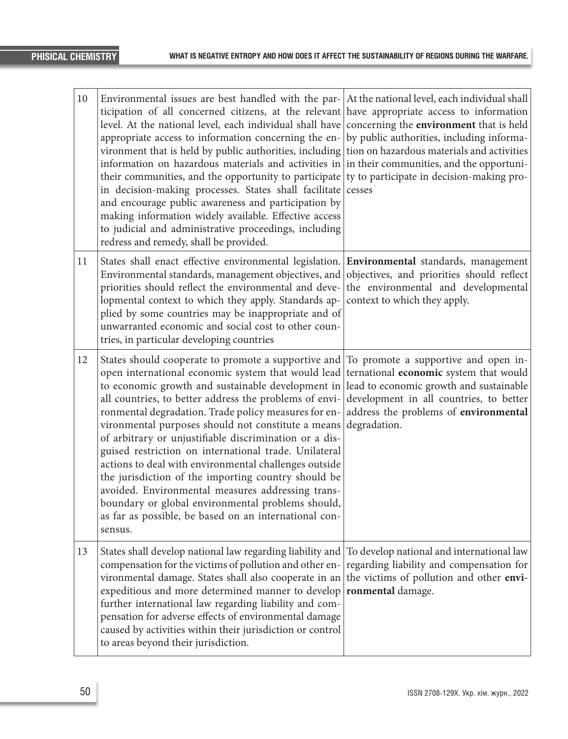| | | |
|---|---|---|
| 10 | Environmental issues are best handled with the participation of all concerned citizens, at the relevant level. At the national level, each individual shall have appropriate access to information concerning the environment that is held by public authorities, including information on hazardous materials and activities in their communities, and the opportunity to participate in decision-making processes. States shall facilitate and encourage public awareness and participation by making information widely available. Effective access to judicial and administrative proceedings, including redress and remedy, shall be provided. | At the national level, each individual shall have appropriate access to information concerning the **environment** that is held by public authorities, including information on hazardous materials and activities in their communities, and the opportunity to participate in decision-making processes |
| 11 | States shall enact effective environmental legislation. Environmental standards, management objectives, and priorities should reflect the environmental and developmental context to which they apply. Standards applied by some countries may be inappropriate and of unwarranted economic and social cost to other countries, in particular developing countries | **Environmental** standards, management objectives, and priorities should reflect the environmental and developmental context to which they apply. |
| 12 | States should cooperate to promote a supportive and open international economic system that would lead to economic growth and sustainable development in all countries, to better address the problems of environmental degradation. Trade policy measures for environmental purposes should not constitute a means of arbitrary or unjustifiable discrimination or a disguised restriction on international trade. Unilateral actions to deal with environmental challenges outside the jurisdiction of the importing country should be avoided. Environmental measures addressing transboundary or global environmental problems should, as far as possible, be based on an international consensus. | To promote a supportive and open international **economic** system that would lead to economic growth and sustainable development in all countries, to better address the problems of **environmental** degradation. |
| 13 | States shall develop national law regarding liability and compensation for the victims of pollution and other environmental damage. States shall also cooperate in an expeditious and more determined manner to develop further international law regarding liability and compensation for adverse effects of environmental damage caused by activities within their jurisdiction or control to areas beyond their jurisdiction. | To develop national and international law regarding liability and compensation for the victims of pollution and other **environmental** damage. |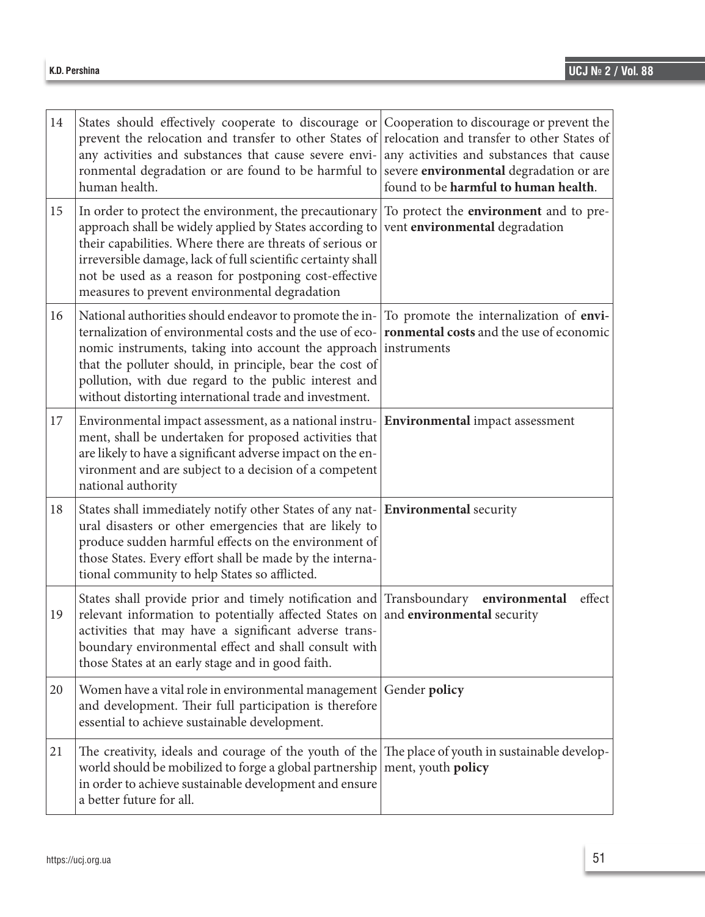| | | |
|---|---|---|
| 14 | States should effectively cooperate to discourage or prevent the relocation and transfer to other States of any activities and substances that cause severe environmental degradation or are found to be harmful to human health. | Cooperation to discourage or prevent the relocation and transfer to other States of any activities and substances that cause severe **environmental** degradation or are found to be **harmful to human health**. |
| 15 | In order to protect the environment, the precautionary approach shall be widely applied by States according to their capabilities. Where there are threats of serious or irreversible damage, lack of full scientific certainty shall not be used as a reason for postponing cost-effective measures to prevent environmental degradation | To protect the **environment** and to prevent **environmental** degradation |
| 16 | National authorities should endeavor to promote the internalization of environmental costs and the use of economic instruments, taking into account the approach that the polluter should, in principle, bear the cost of pollution, with due regard to the public interest and without distorting international trade and investment. | To promote the internalization of **environmental costs** and the use of economic instruments |
| 17 | Environmental impact assessment, as a national instrument, shall be undertaken for proposed activities that are likely to have a significant adverse impact on the environment and are subject to a decision of a competent national authority | **Environmental** impact assessment |
| 18 | States shall immediately notify other States of any natural disasters or other emergencies that are likely to produce sudden harmful effects on the environment of those States. Every effort shall be made by the international community to help States so afflicted. | **Environmental** security |
| 19 | States shall provide prior and timely notification and relevant information to potentially affected States on activities that may have a significant adverse transboundary environmental effect and shall consult with those States at an early stage and in good faith. | Transboundary **environmental** effect and **environmental** security |
| 20 | Women have a vital role in environmental management and development. Their full participation is therefore essential to achieve sustainable development. | Gender **policy** |
| 21 | The creativity, ideals and courage of the youth of the world should be mobilized to forge a global partnership in order to achieve sustainable development and ensure a better future for all. | The place of youth in sustainable development, youth **policy** |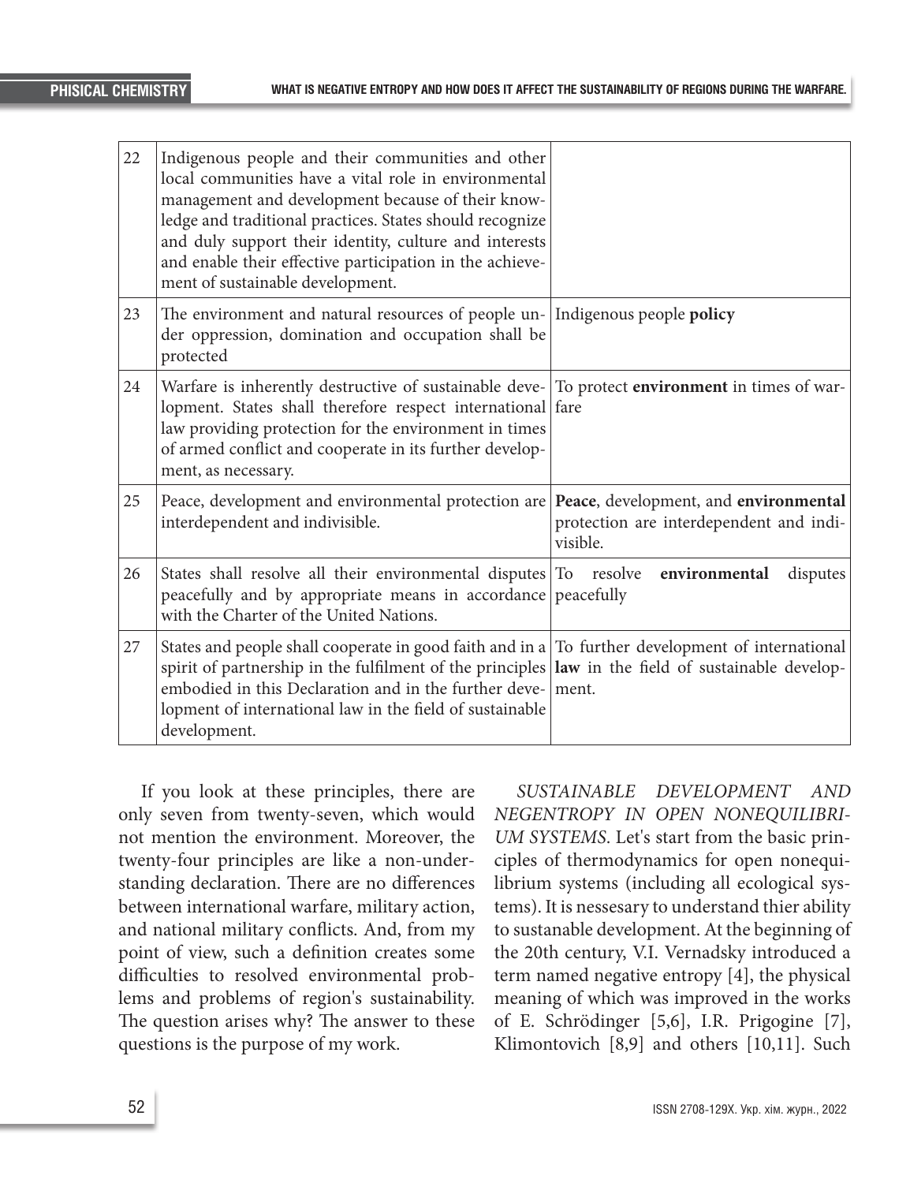| 22 | Indigenous people and their communities and other local communities have a vital role in environmental management and development because of their knowledge and traditional practices. States should recognize and duly support their identity, culture and interests and enable their effective participation in the achievement of sustainable development. | |
|---|---|---|
| 23 | The environment and natural resources of people under oppression, domination and occupation shall be protected | Indigenous people **policy** |
| 24 | Warfare is inherently destructive of sustainable development. States shall therefore respect international law providing protection for the environment in times of armed conflict and cooperate in its further development, as necessary. | To protect **environment** in times of warfare |
| 25 | Peace, development and environmental protection are interdependent and indivisible. | **Peace**, development, and **environmental** protection are interdependent and indivisible. |
| 26 | States shall resolve all their environmental disputes peacefully and by appropriate means in accordance with the Charter of the United Nations. | To resolve **environmental** disputes peacefully |
| 27 | States and people shall cooperate in good faith and in a spirit of partnership in the fulfilment of the principles embodied in this Declaration and in the further development of international law in the field of sustainable development. | To further development of international **law** in the field of sustainable development. |

If you look at these principles, there are only seven from twenty-seven, which would not mention the environment. Moreover, the twenty-four principles are like a non-understanding declaration. There are no differences between international warfare, military action, and national military conflicts. And, from my point of view, such a definition creates some difficulties to resolved environmental problems and problems of region's sustainability. The question arises why? The answer to these questions is the purpose of my work.

*SUSTAINABLE DEVELOPMENT AND NEGENTROPY IN OPEN NONEQUILIBRIUM SYSTEMS*. Let's start from the basic principles of thermodynamics for open nonequilibrium systems (including all ecological systems). It is nessesary to understand thier ability to sustanable development. At the beginning of the 20th century, V.I. Vernadsky introduced a term named negative entropy [4], the physical meaning of which was improved in the works of E. Schrödinger [5,6], I.R. Prigogine [7], Klimontovich [8,9] and others [10,11]. Such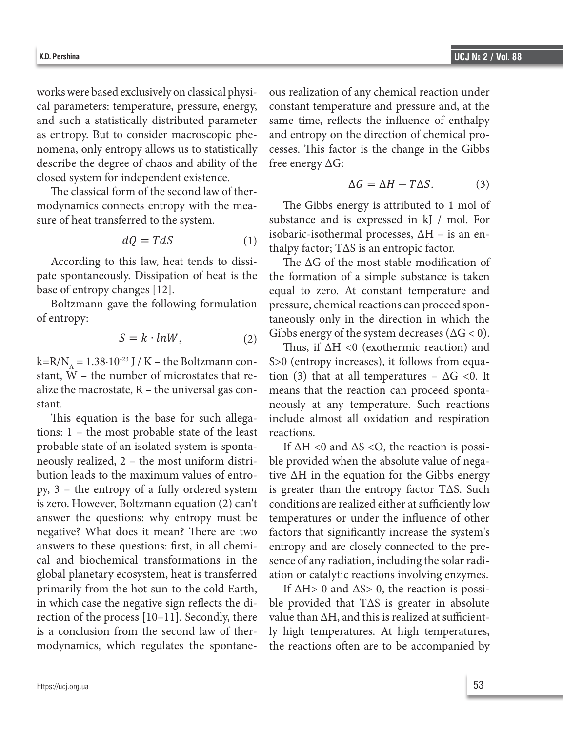works were based exclusively on classical physical parameters: temperature, pressure, energy, and such a statistically distributed parameter as entropy. But to consider macroscopic phenomena, only entropy allows us to statistically describe the degree of chaos and ability of the closed system for independent existence.

The classical form of the second law of thermodynamics connects entropy with the measure of heat transferred to the system.

$$dQ = TdS \tag{1}$$

According to this law, heat tends to dissipate spontaneously. Dissipation of heat is the base of entropy changes [12].

Boltzmann gave the following formulation of entropy:

$$S = k \cdot lnW, \tag{2}$$

$k=R/N_A = 1.38 \cdot 10^{-23}$ J / K – the Boltzmann constant, W – the number of microstates that realize the macrostate, R – the universal gas constant.

This equation is the base for such allegations: 1 – the most probable state of the least probable state of an isolated system is spontaneously realized, 2 – the most uniform distribution leads to the maximum values of entropy, 3 – the entropy of a fully ordered system is zero. However, Boltzmann equation (2) can't answer the questions: why entropy must be negative? What does it mean? There are two answers to these questions: first, in all chemical and biochemical transformations in the global planetary ecosystem, heat is transferred primarily from the hot sun to the cold Earth, in which case the negative sign reflects the direction of the process [10–11]. Secondly, there is a conclusion from the second law of thermodynamics, which regulates the spontaneous realization of any chemical reaction under constant temperature and pressure and, at the same time, reflects the influence of enthalpy and entropy on the direction of chemical processes. This factor is the change in the Gibbs free energy ΔG:

$$\Delta G = \Delta H - T\Delta S. \tag{3}$$

The Gibbs energy is attributed to 1 mol of substance and is expressed in kJ / mol. For isobaric-isothermal processes, ΔH – is an enthalpy factor; TΔS is an entropic factor.

The ΔG of the most stable modification of the formation of a simple substance is taken equal to zero. At constant temperature and pressure, chemical reactions can proceed spontaneously only in the direction in which the Gibbs energy of the system decreases ($\Delta G < 0$).

Thus, if $\Delta H < 0$ (exothermic reaction) and $S > 0$ (entropy increases), it follows from equation (3) that at all temperatures – $\Delta G < 0$. It means that the reaction can proceed spontaneously at any temperature. Such reactions include almost all oxidation and respiration reactions.

If $\Delta H < 0$ and $\Delta S <$ O, the reaction is possible provided when the absolute value of negative ΔH in the equation for the Gibbs energy is greater than the entropy factor TΔS. Such conditions are realized either at sufficiently low temperatures or under the influence of other factors that significantly increase the system's entropy and are closely connected to the presence of any radiation, including the solar radiation or catalytic reactions involving enzymes.

If $\Delta H > 0$ and $\Delta S > 0$, the reaction is possible provided that TΔS is greater in absolute value than ΔH, and this is realized at sufficiently high temperatures. At high temperatures, the reactions often are to be accompanied by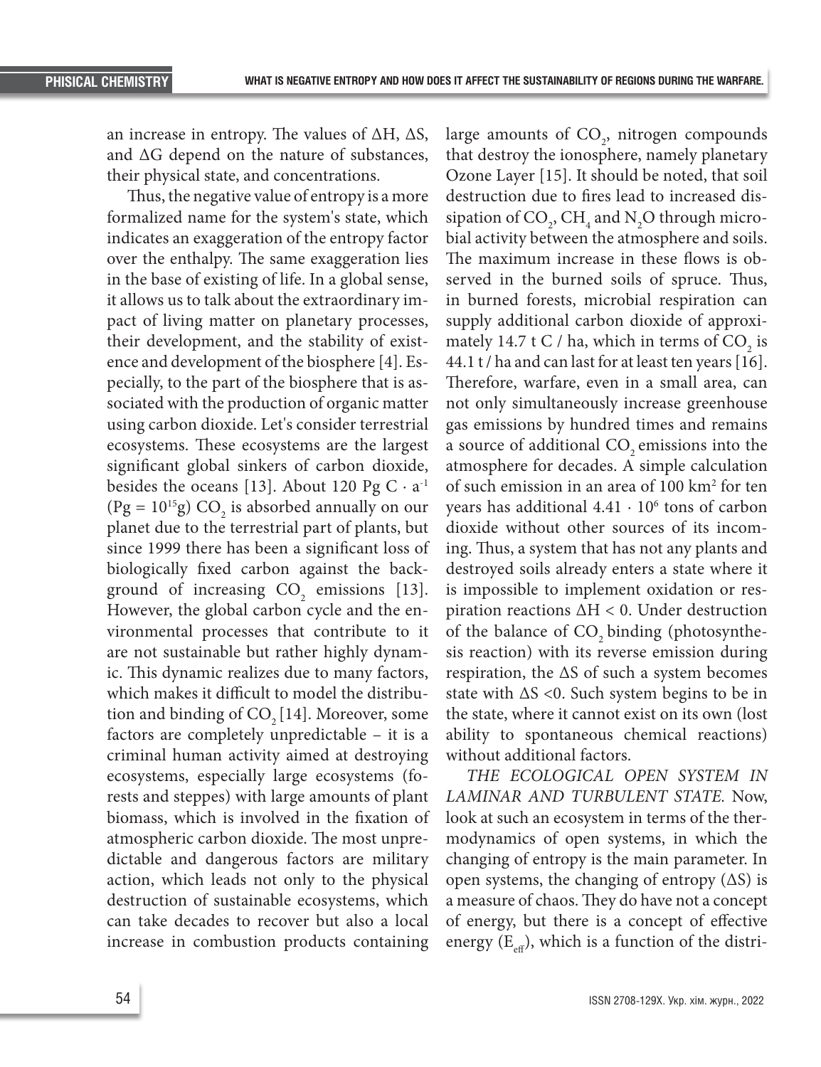an increase in entropy. The values of ΔH, ΔS, and ΔG depend on the nature of substances, their physical state, and concentrations.

Thus, the negative value of entropy is a more formalized name for the system's state, which indicates an exaggeration of the entropy factor over the enthalpy. The same exaggeration lies in the base of existing of life. In a global sense, it allows us to talk about the extraordinary impact of living matter on planetary processes, their development, and the stability of existence and development of the biosphere [4]. Especially, to the part of the biosphere that is associated with the production of organic matter using carbon dioxide. Let's consider terrestrial ecosystems. These ecosystems are the largest significant global sinkers of carbon dioxide, besides the oceans [13]. About 120 Pg C · $a^{-1}$ (Pg = $10^{15}$g) $CO_2$ is absorbed annually on our planet due to the terrestrial part of plants, but since 1999 there has been a significant loss of biologically fixed carbon against the background of increasing $CO_2$ emissions [13]. However, the global carbon cycle and the environmental processes that contribute to it are not sustainable but rather highly dynamic. This dynamic realizes due to many factors, which makes it difficult to model the distribution and binding of $CO_2$ [14]. Moreover, some factors are completely unpredictable – it is a criminal human activity aimed at destroying ecosystems, especially large ecosystems (forests and steppes) with large amounts of plant biomass, which is involved in the fixation of atmospheric carbon dioxide. The most unpredictable and dangerous factors are military action, which leads not only to the physical destruction of sustainable ecosystems, which can take decades to recover but also a local increase in combustion products containing large amounts of $CO_2$, nitrogen compounds that destroy the ionosphere, namely planetary Ozone Layer [15]. It should be noted, that soil destruction due to fires lead to increased dissipation of $CO_2$, $CH_4$ and $N_2O$ through microbial activity between the atmosphere and soils. The maximum increase in these flows is observed in the burned soils of spruce. Thus, in burned forests, microbial respiration can supply additional carbon dioxide of approximately 14.7 t C / ha, which in terms of $CO_2$ is 44.1 t / ha and can last for at least ten years [16]. Therefore, warfare, even in a small area, can not only simultaneously increase greenhouse gas emissions by hundred times and remains a source of additional $CO_2$ emissions into the atmosphere for decades. A simple calculation of such emission in an area of 100 $km^2$ for ten years has additional $4.41 \cdot 10^6$ tons of carbon dioxide without other sources of its incoming. Thus, a system that has not any plants and destroyed soils already enters a state where it is impossible to implement oxidation or respiration reactions $\Delta H < 0$. Under destruction of the balance of $CO_2$ binding (photosynthesis reaction) with its reverse emission during respiration, the ΔS of such a system becomes state with $\Delta S < 0$. Such system begins to be in the state, where it cannot exist on its own (lost ability to spontaneous chemical reactions) without additional factors.

*THE ECOLOGICAL OPEN SYSTEM IN LAMINAR AND TURBULENT STATE.* Now, look at such an ecosystem in terms of the thermodynamics of open systems, in which the changing of entropy is the main parameter. In open systems, the changing of entropy (ΔS) is a measure of chaos. They do have not a concept of energy, but there is a concept of effective energy ($E_{eff}$), which is a function of the distri-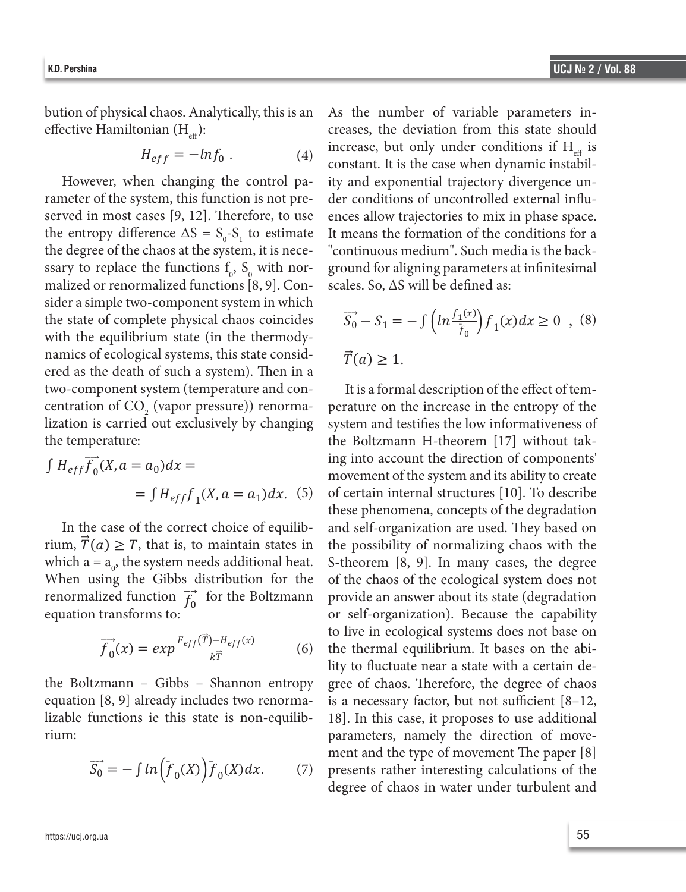bution of physical chaos. Analytically, this is an effective Hamiltonian ($H_{eff}$):

$$H_{eff} = -ln f_0 \ . \quad (4)$$

However, when changing the control parameter of the system, this function is not preserved in most cases [9, 12]. Therefore, to use the entropy difference $\Delta S = S_0 - S_1$ to estimate the degree of the chaos at the system, it is necessary to replace the functions $f_0$, $S_0$ with normalized or renormalized functions [8, 9]. Consider a simple two-component system in which the state of complete physical chaos coincides with the equilibrium state (in the thermodynamics of ecological systems, this state considered as the death of such a system). Then in a two-component system (temperature and concentration of $CO_2$ (vapor pressure)) renormalization is carried out exclusively by changing the temperature:

$$\int H_{eff} \overrightarrow{f_0}(X, a = a_0) dx = \\ = \int H_{eff} f_1(X, a = a_1) dx. \quad (5)$$

In the case of the correct choice of equilibrium, $\vec{T}(a) \geq T$, that is, to maintain states in which $a = a_0$, the system needs additional heat. When using the Gibbs distribution for the renormalized function $\overrightarrow{f_0}$ for the Boltzmann equation transforms to:

$$\overrightarrow{f_0}(x) = exp \frac{F_{eff}(\vec{T}) - H_{eff}(x)}{k\vec{T}} \quad (6)$$

the Boltzmann – Gibbs – Shannon entropy equation [8, 9] already includes two renormalizable functions ie this state is non-equilibrium:

$$\overrightarrow{S_0} = -\int ln\left(\bar{f}_0(X)\right)\bar{f}_0(X)dx. \quad (7)$$

As the number of variable parameters increases, the deviation from this state should increase, but only under conditions if $H_{eff}$ is constant. It is the case when dynamic instability and exponential trajectory divergence under conditions of uncontrolled external influences allow trajectories to mix in phase space. It means the formation of the conditions for a "continuous medium". Such media is the background for aligning parameters at infinitesimal scales. So, ΔS will be defined as:

$$\overrightarrow{S_0} - S_1 = -\int \left(ln \frac{f_1(x)}{\bar{f}_0}\right) f_1(x) dx \geq 0 \ , \quad (8)$$

$$\vec{T}(a) \geq 1.$$

It is a formal description of the effect of temperature on the increase in the entropy of the system and testifies the low informativeness of the Boltzmann H-theorem [17] without taking into account the direction of components' movement of the system and its ability to create of certain internal structures [10]. To describe these phenomena, concepts of the degradation and self-organization are used. They based on the possibility of normalizing chaos with the S-theorem [8, 9]. In many cases, the degree of the chaos of the ecological system does not provide an answer about its state (degradation or self-organization). Because the capability to live in ecological systems does not base on the thermal equilibrium. It bases on the ability to fluctuate near a state with a certain degree of chaos. Therefore, the degree of chaos is a necessary factor, but not sufficient [8–12, 18]. In this case, it proposes to use additional parameters, namely the direction of movement and the type of movement The paper [8] presents rather interesting calculations of the degree of chaos in water under turbulent and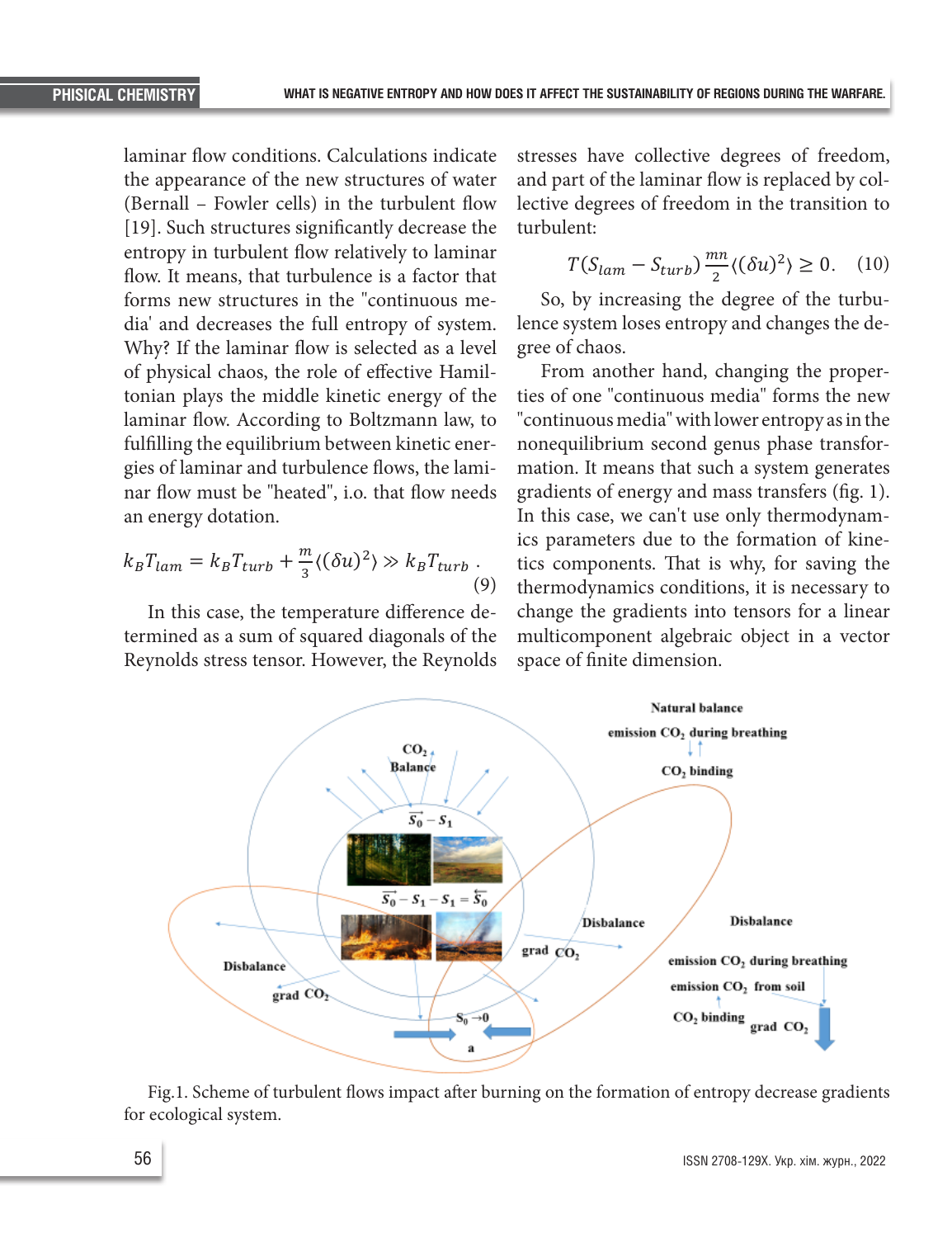laminar flow conditions. Calculations indicate the appearance of the new structures of water (Bernall – Fowler cells) in the turbulent flow [19]. Such structures significantly decrease the entropy in turbulent flow relatively to laminar flow. It means, that turbulence is a factor that forms new structures in the "continuous media' and decreases the full entropy of system. Why? If the laminar flow is selected as a level of physical chaos, the role of effective Hamiltonian plays the middle kinetic energy of the laminar flow. According to Boltzmann law, to fulfilling the equilibrium between kinetic energies of laminar and turbulence flows, the laminar flow must be "heated", i.o. that flow needs an energy dotation.

$$k_B T_{lam} = k_B T_{turb} + \frac{m}{3}\langle(\delta u)^2\rangle \gg k_B T_{turb} \,. \quad (9)$$

In this case, the temperature difference determined as a sum of squared diagonals of the Reynolds stress tensor. However, the Reynolds stresses have collective degrees of freedom, and part of the laminar flow is replaced by collective degrees of freedom in the transition to turbulent:

$$T(S_{lam} - S_{turb})\frac{mn}{2}\langle(\delta u)^2\rangle \geq 0. \quad (10)$$

So, by increasing the degree of the turbulence system loses entropy and changes the degree of chaos.

From another hand, changing the properties of one "continuous media" forms the new "continuous media" with lower entropy as in the nonequilibrium second genus phase transformation. It means that such a system generates gradients of energy and mass transfers (fig. 1). In this case, we can't use only thermodynamics parameters due to the formation of kinetics components. That is why, for saving the thermodynamics conditions, it is necessary to change the gradients into tensors for a linear multicomponent algebraic object in a vector space of finite dimension.

Fig.1. Scheme of turbulent flows impact after burning on the formation of entropy decrease gradients for ecological system.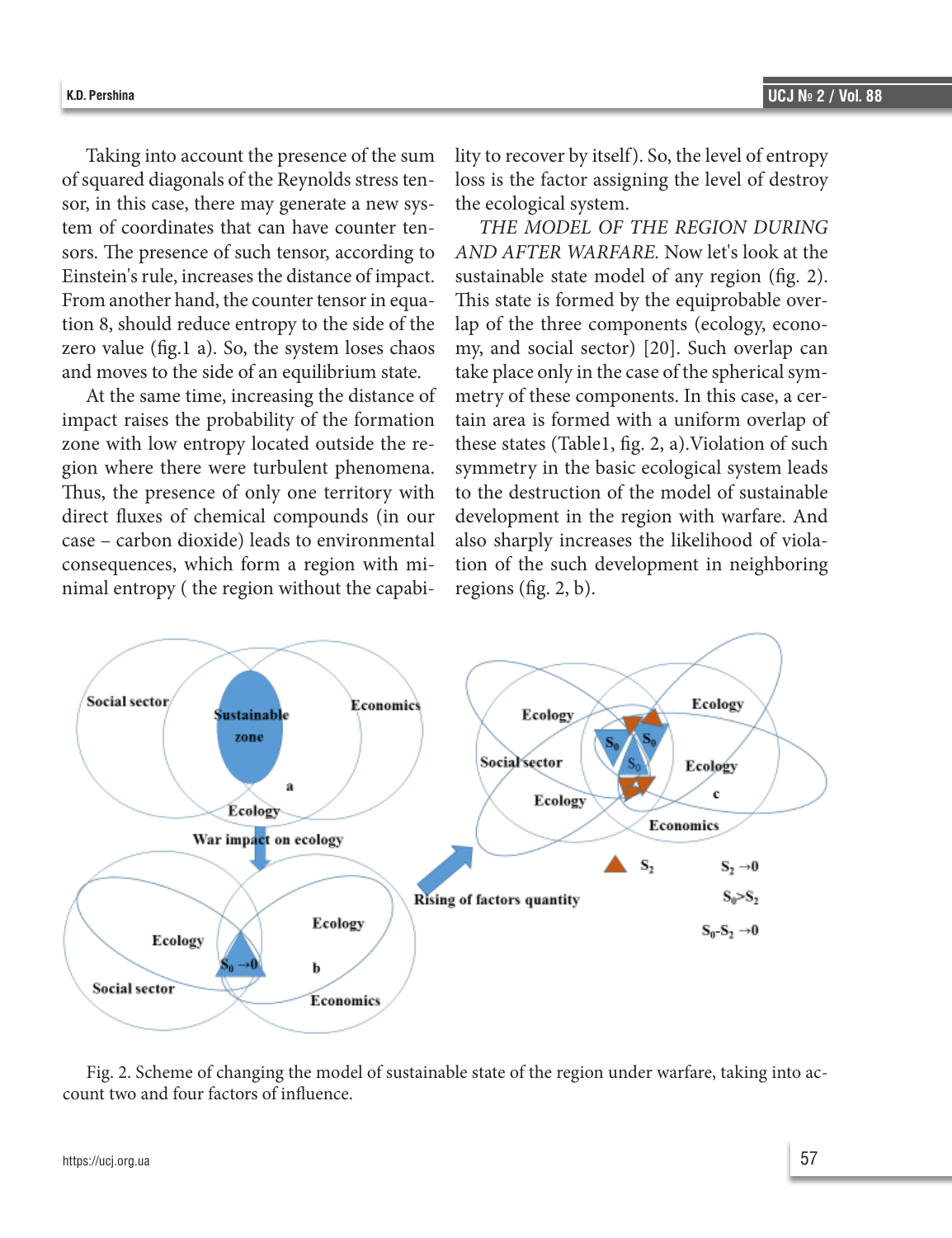Taking into account the presence of the sum of squared diagonals of the Reynolds stress tensor, in this case, there may generate a new system of coordinates that can have counter tensors. The presence of such tensor, according to Einstein's rule, increases the distance of impact. From another hand, the counter tensor in equation 8, should reduce entropy to the side of the zero value (fig.1 a). So, the system loses chaos and moves to the side of an equilibrium state.

At the same time, increasing the distance of impact raises the probability of the formation zone with low entropy located outside the region where there were turbulent phenomena. Thus, the presence of only one territory with direct fluxes of chemical compounds (in our case – carbon dioxide) leads to environmental consequences, which form a region with minimal entropy ( the region without the capability to recover by itself). So, the level of entropy loss is the factor assigning the level of destroy the ecological system.

*THE MODEL OF THE REGION DURING AND AFTER WARFARE.* Now let's look at the sustainable state model of any region (fig. 2). This state is formed by the equiprobable overlap of the three components (ecology, economy, and social sector) [20]. Such overlap can take place only in the case of the spherical symmetry of these components. In this case, a certain area is formed with a uniform overlap of these states (Table1, fig. 2, a).Violation of such symmetry in the basic ecological system leads to the destruction of the model of sustainable development in the region with warfare. And also sharply increases the likelihood of violation of the such development in neighboring regions (fig. 2, b).

Fig. 2. Scheme of changing the model of sustainable state of the region under warfare, taking into account two and four factors of influence.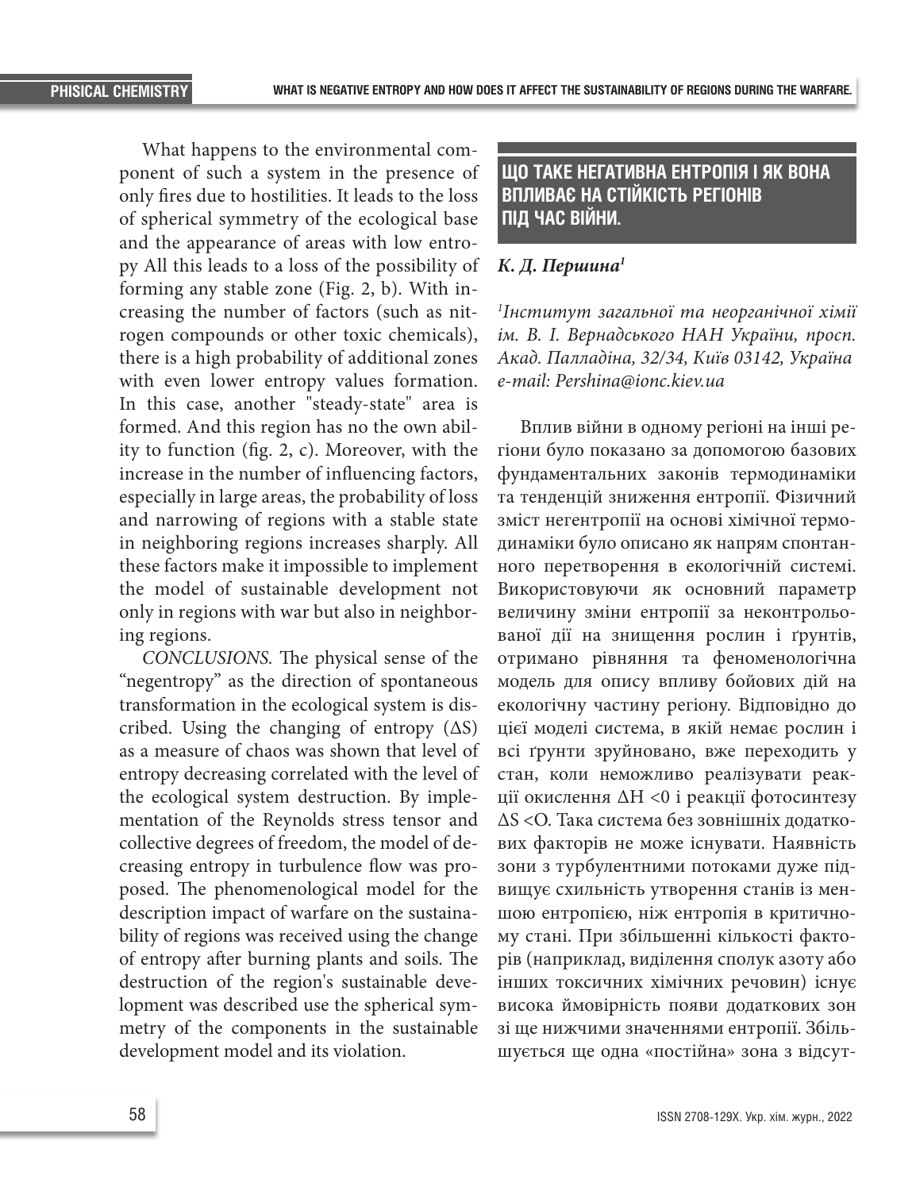What happens to the environmental component of such a system in the presence of only fires due to hostilities. It leads to the loss of spherical symmetry of the ecological base and the appearance of areas with low entropy All this leads to a loss of the possibility of forming any stable zone (Fig. 2, b). With increasing the number of factors (such as nitrogen compounds or other toxic chemicals), there is a high probability of additional zones with even lower entropy values formation. In this case, another "steady-state" area is formed. And this region has no the own ability to function (fig. 2, c). Moreover, with the increase in the number of influencing factors, especially in large areas, the probability of loss and narrowing of regions with a stable state in neighboring regions increases sharply. All these factors make it impossible to implement the model of sustainable development not only in regions with war but also in neighboring regions.

*CONCLUSIONS.* The physical sense of the "negentropy" as the direction of spontaneous transformation in the ecological system is discribed. Using the changing of entropy ($\Delta S$) as a measure of chaos was shown that level of entropy decreasing correlated with the level of the ecological system destruction. By implementation of the Reynolds stress tensor and collective degrees of freedom, the model of decreasing entropy in turbulence flow was proposed. The phenomenological model for the description impact of warfare on the sustainability of regions was received using the change of entropy after burning plants and soils. The destruction of the region's sustainable development was described use the spherical symmetry of the components in the sustainable development model and its violation.

## ЩО ТАКЕ НЕГАТИВНА ЕНТРОПІЯ І ЯК ВОНА ВПЛИВАЄ НА СТІЙКІСТЬ РЕГІОНІВ ПІД ЧАС ВІЙНИ.

***К. Д. Першина***[1]

*[1]Інститут загальної та неорганічної хімії ім. В. І. Вернадського НАН України, просп. Акад. Палладіна, 32/34, Київ 03142, Україна e-mail: Pershina@ionc.kiev.ua*

Вплив війни в одному регіоні на інші регіони було показано за допомогою базових фундаментальних законів термодинаміки та тенденцій зниження ентропії. Фізичний зміст негентропії на основі хімічної термодинаміки було описано як напрям спонтанного перетворення в екологічній системі. Використовуючи як основний параметр величину зміни ентропії за неконтрольованої дії на знищення рослин і ґрунтів, отримано рівняння та феноменологічна модель для опису впливу бойових дій на екологічну частину регіону. Відповідно до цієї моделі система, в якій немає рослин і всі ґрунти зруйновано, вже переходить у стан, коли неможливо реалізувати реакції окислення $\Delta H < 0$ і реакції фотосинтезу $\Delta S < 0$. Така система без зовнішніх додаткових факторів не може існувати. Наявність зони з турбулентними потоками дуже підвищує схильність утворення станів із меншою ентропією, ніж ентропія в критичному стані. При збільшенні кількості факторів (наприклад, виділення сполук азоту або інших токсичних хімічних речовин) існує висока ймовірність появи додаткових зон зі ще нижчими значеннями ентропії. Збільшується ще одна «постійна» зона з відсут-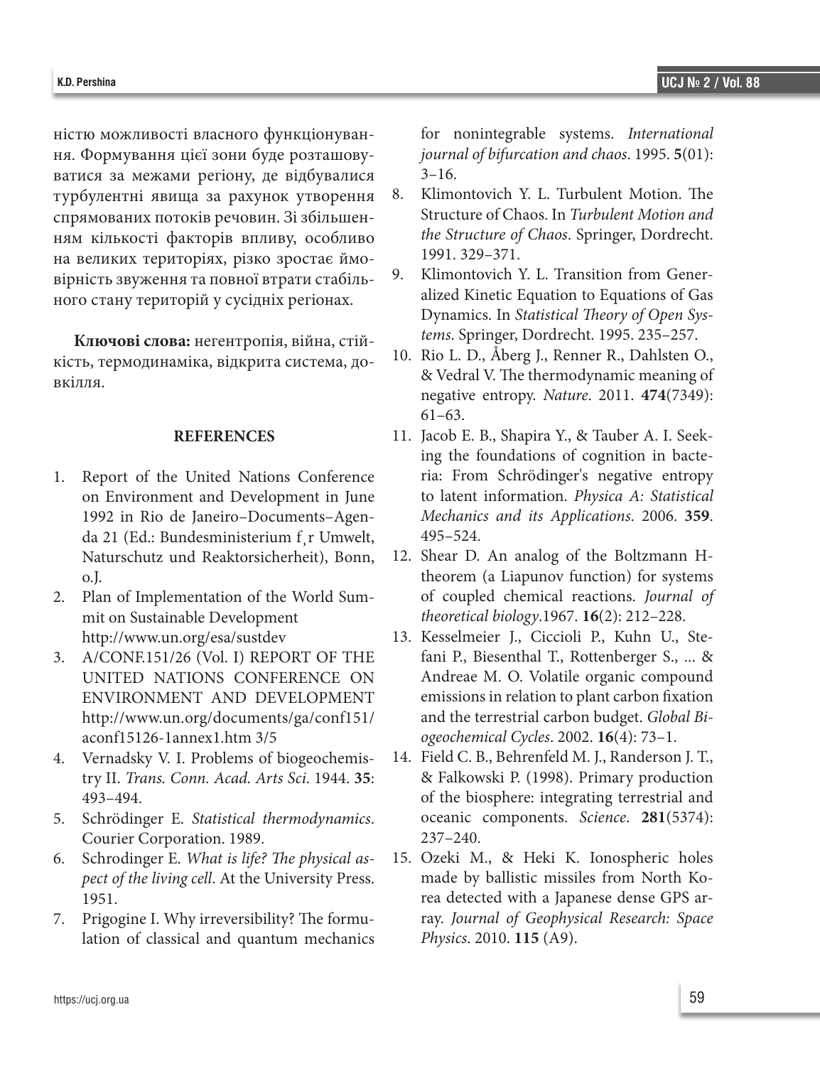ністю можливості власного функціонування. Формування цієї зони буде розташовуватися за межами регіону, де відбувалися турбулентні явища за рахунок утворення спрямованих потоків речовин. Зі збільшенням кількості факторів впливу, особливо на великих територіях, різко зростає ймовірність звуження та повної втрати стабільного стану територій у сусідніх регіонах.

**Ключові слова:** негентропія, війна, стійкість, термодинаміка, відкрита система, довкілля.

## REFERENCES

1. Report of the United Nations Conference on Environment and Development in June 1992 in Rio de Janeiro–Documents–Agenda 21 (Ed.: Bundesministerium f¸r Umwelt, Naturschutz und Reaktorsicherheit), Bonn, o.J.
2. Plan of Implementation of the World Summit on Sustainable Development http://www.un.org/esa/sustdev
3. A/CONF.151/26 (Vol. I) REPORT OF THE UNITED NATIONS CONFERENCE ON ENVIRONMENT AND DEVELOPMENT http://www.un.org/documents/ga/conf151/aconf15126-1annex1.htm 3/5
4. Vernadsky V. I. Problems of biogeochemistry II. *Trans. Conn. Acad. Arts Sci*. 1944. **35**: 493–494.
5. Schrödinger E. *Statistical thermodynamics*. Courier Corporation. 1989.
6. Schrodinger E. *What is life? The physical aspect of the living cell*. At the University Press. 1951.
7. Prigogine I. Why irreversibility? The formulation of classical and quantum mechanics for nonintegrable systems. *International journal of bifurcation and chaos*. 1995. **5**(01): 3–16.
8. Klimontovich Y. L. Turbulent Motion. The Structure of Chaos. In *Turbulent Motion and the Structure of Chaos*. Springer, Dordrecht. 1991. 329–371.
9. Klimontovich Y. L. Transition from Generalized Kinetic Equation to Equations of Gas Dynamics. In *Statistical Theory of Open Systems*. Springer, Dordrecht. 1995. 235–257.
10. Rio L. D., Åberg J., Renner R., Dahlsten O., & Vedral V. The thermodynamic meaning of negative entropy. *Nature*. 2011. **474**(7349): 61–63.
11. Jacob E. B., Shapira Y., & Tauber A. I. Seeking the foundations of cognition in bacteria: From Schrödinger's negative entropy to latent information. *Physica A: Statistical Mechanics and its Applications*. 2006. **359**. 495–524.
12. Shear D. An analog of the Boltzmann H-theorem (a Liapunov function) for systems of coupled chemical reactions. *Journal of theoretical biology*.1967. **16**(2): 212–228.
13. Kesselmeier J., Ciccioli P., Kuhn U., Stefani P., Biesenthal T., Rottenberger S., ... & Andreae M. O. Volatile organic compound emissions in relation to plant carbon fixation and the terrestrial carbon budget. *Global Biogeochemical Cycles*. 2002. **16**(4): 73–1.
14. Field C. B., Behrenfeld M. J., Randerson J. T., & Falkowski P. (1998). Primary production of the biosphere: integrating terrestrial and oceanic components. *Science*. **281**(5374): 237–240.
15. Ozeki M., & Heki K. Ionospheric holes made by ballistic missiles from North Korea detected with a Japanese dense GPS array. *Journal of Geophysical Research: Space Physics*. 2010. **115** (A9).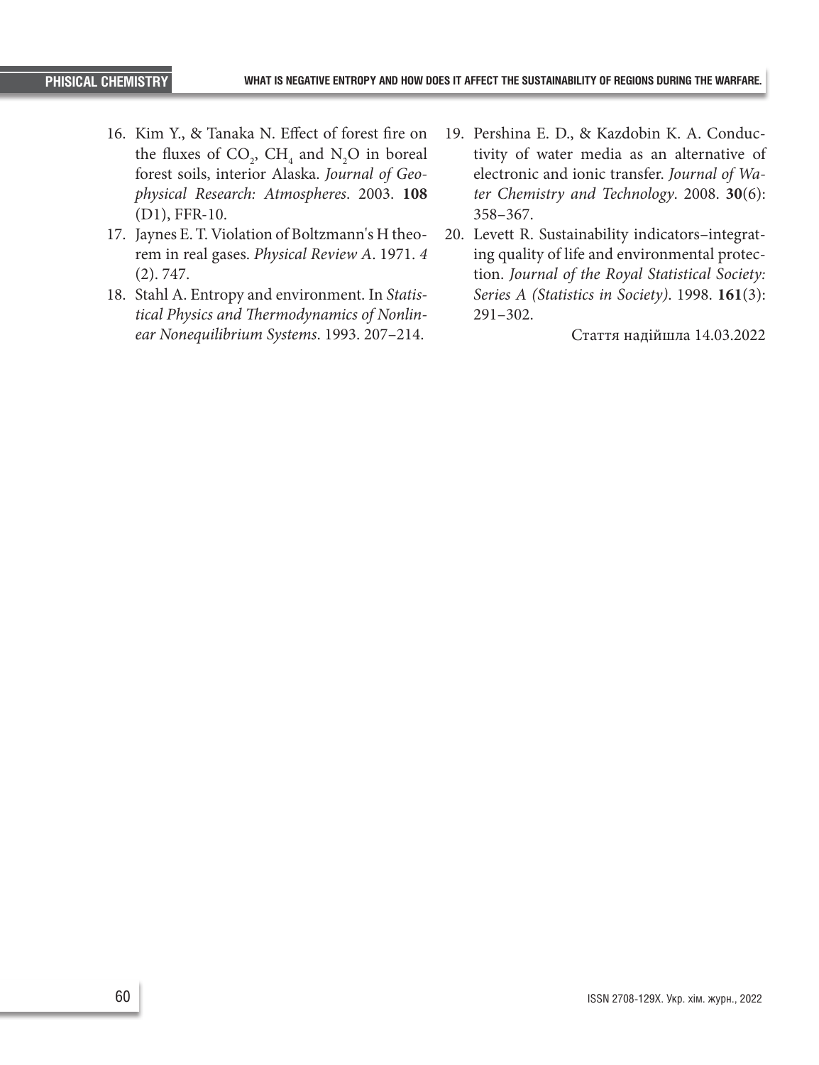16. Kim Y., & Tanaka N. Effect of forest fire on the fluxes of $CO_2$, $CH_4$ and $N_2O$ in boreal forest soils, interior Alaska. *Journal of Geophysical Research: Atmospheres*. 2003. **108** (D1), FFR-10.
17. Jaynes E. T. Violation of Boltzmann's H theorem in real gases. *Physical Review A*. 1971. *4* (2). 747.
18. Stahl A. Entropy and environment. In *Statistical Physics and Thermodynamics of Nonlinear Nonequilibrium Systems*. 1993. 207–214.
19. Pershina E. D., & Kazdobin K. A. Conductivity of water media as an alternative of electronic and ionic transfer. *Journal of Water Chemistry and Technology*. 2008. **30**(6): 358–367.
20. Levett R. Sustainability indicators–integrating quality of life and environmental protection. *Journal of the Royal Statistical Society: Series A (Statistics in Society)*. 1998. **161**(3): 291–302.

Стаття надійшла 14.03.2022